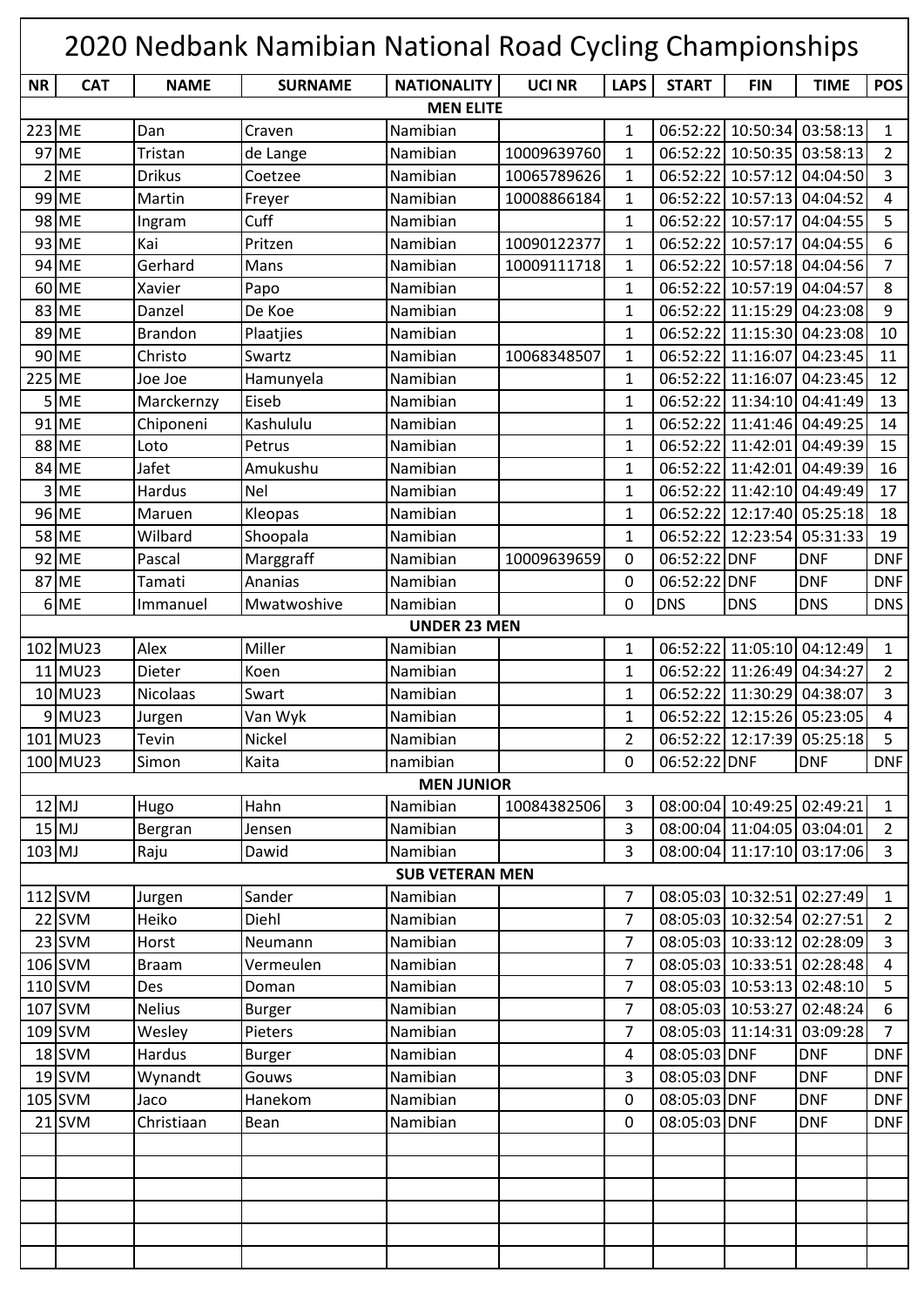# 2020 Nedbank Namibian National Road Cycling Championships

| NR | CAT | NAME | SURNAME | NATIONALITY | UCI NR | LAPS | START | FIN | TIME | POS |
|---|---|---|---|---|---|---|---|---|---|---|
| **MEN ELITE** | | | | | | | | | | |
| 223 | ME | Dan | Craven | Namibian | | 1 | 06:52:22 | 10:50:34 | 03:58:13 | 1 |
| 97 | ME | Tristan | de Lange | Namibian | 10009639760 | 1 | 06:52:22 | 10:50:35 | 03:58:13 | 2 |
| 2 | ME | Drikus | Coetzee | Namibian | 10065789626 | 1 | 06:52:22 | 10:57:12 | 04:04:50 | 3 |
| 99 | ME | Martin | Freyer | Namibian | 10008866184 | 1 | 06:52:22 | 10:57:13 | 04:04:52 | 4 |
| 98 | ME | Ingram | Cuff | Namibian | | 1 | 06:52:22 | 10:57:17 | 04:04:55 | 5 |
| 93 | ME | Kai | Pritzen | Namibian | 10090122377 | 1 | 06:52:22 | 10:57:17 | 04:04:55 | 6 |
| 94 | ME | Gerhard | Mans | Namibian | 10009111718 | 1 | 06:52:22 | 10:57:18 | 04:04:56 | 7 |
| 60 | ME | Xavier | Papo | Namibian | | 1 | 06:52:22 | 10:57:19 | 04:04:57 | 8 |
| 83 | ME | Danzel | De Koe | Namibian | | 1 | 06:52:22 | 11:15:29 | 04:23:08 | 9 |
| 89 | ME | Brandon | Plaatjies | Namibian | | 1 | 06:52:22 | 11:15:30 | 04:23:08 | 10 |
| 90 | ME | Christo | Swartz | Namibian | 10068348507 | 1 | 06:52:22 | 11:16:07 | 04:23:45 | 11 |
| 225 | ME | Joe Joe | Hamunyela | Namibian | | 1 | 06:52:22 | 11:16:07 | 04:23:45 | 12 |
| 5 | ME | Marckernzy | Eiseb | Namibian | | 1 | 06:52:22 | 11:34:10 | 04:41:49 | 13 |
| 91 | ME | Chiponeni | Kashululu | Namibian | | 1 | 06:52:22 | 11:41:46 | 04:49:25 | 14 |
| 88 | ME | Loto | Petrus | Namibian | | 1 | 06:52:22 | 11:42:01 | 04:49:39 | 15 |
| 84 | ME | Jafet | Amukushu | Namibian | | 1 | 06:52:22 | 11:42:01 | 04:49:39 | 16 |
| 3 | ME | Hardus | Nel | Namibian | | 1 | 06:52:22 | 11:42:10 | 04:49:49 | 17 |
| 96 | ME | Maruen | Kleopas | Namibian | | 1 | 06:52:22 | 12:17:40 | 05:25:18 | 18 |
| 58 | ME | Wilbard | Shoopala | Namibian | | 1 | 06:52:22 | 12:23:54 | 05:31:33 | 19 |
| 92 | ME | Pascal | Marggraff | Namibian | 10009639659 | 0 | 06:52:22 | DNF | DNF | DNF |
| 87 | ME | Tamati | Ananias | Namibian | | 0 | 06:52:22 | DNF | DNF | DNF |
| 6 | ME | Immanuel | Mwatwoshive | Namibian | | 0 | DNS | DNS | DNS | DNS |
| **UNDER 23 MEN** | | | | | | | | | | |
| 102 | MU23 | Alex | Miller | Namibian | | 1 | 06:52:22 | 11:05:10 | 04:12:49 | 1 |
| 11 | MU23 | Dieter | Koen | Namibian | | 1 | 06:52:22 | 11:26:49 | 04:34:27 | 2 |
| 10 | MU23 | Nicolaas | Swart | Namibian | | 1 | 06:52:22 | 11:30:29 | 04:38:07 | 3 |
| 9 | MU23 | Jurgen | Van Wyk | Namibian | | 1 | 06:52:22 | 12:15:26 | 05:23:05 | 4 |
| 101 | MU23 | Tevin | Nickel | Namibian | | 2 | 06:52:22 | 12:17:39 | 05:25:18 | 5 |
| 100 | MU23 | Simon | Kaita | namibian | | 0 | 06:52:22 | DNF | DNF | DNF |
| **MEN JUNIOR** | | | | | | | | | | |
| 12 | MJ | Hugo | Hahn | Namibian | 10084382506 | 3 | 08:00:04 | 10:49:25 | 02:49:21 | 1 |
| 15 | MJ | Bergran | Jensen | Namibian | | 3 | 08:00:04 | 11:04:05 | 03:04:01 | 2 |
| 103 | MJ | Raju | Dawid | Namibian | | 3 | 08:00:04 | 11:17:10 | 03:17:06 | 3 |
| **SUB VETERAN MEN** | | | | | | | | | | |
| 112 | SVM | Jurgen | Sander | Namibian | | 7 | 08:05:03 | 10:32:51 | 02:27:49 | 1 |
| 22 | SVM | Heiko | Diehl | Namibian | | 7 | 08:05:03 | 10:32:54 | 02:27:51 | 2 |
| 23 | SVM | Horst | Neumann | Namibian | | 7 | 08:05:03 | 10:33:12 | 02:28:09 | 3 |
| 106 | SVM | Braam | Vermeulen | Namibian | | 7 | 08:05:03 | 10:33:51 | 02:28:48 | 4 |
| 110 | SVM | Des | Doman | Namibian | | 7 | 08:05:03 | 10:53:13 | 02:48:10 | 5 |
| 107 | SVM | Nelius | Burger | Namibian | | 7 | 08:05:03 | 10:53:27 | 02:48:24 | 6 |
| 109 | SVM | Wesley | Pieters | Namibian | | 7 | 08:05:03 | 11:14:31 | 03:09:28 | 7 |
| 18 | SVM | Hardus | Burger | Namibian | | 4 | 08:05:03 | DNF | DNF | DNF |
| 19 | SVM | Wynandt | Gouws | Namibian | | 3 | 08:05:03 | DNF | DNF | DNF |
| 105 | SVM | Jaco | Hanekom | Namibian | | 0 | 08:05:03 | DNF | DNF | DNF |
| 21 | SVM | Christiaan | Bean | Namibian | | 0 | 08:05:03 | DNF | DNF | DNF |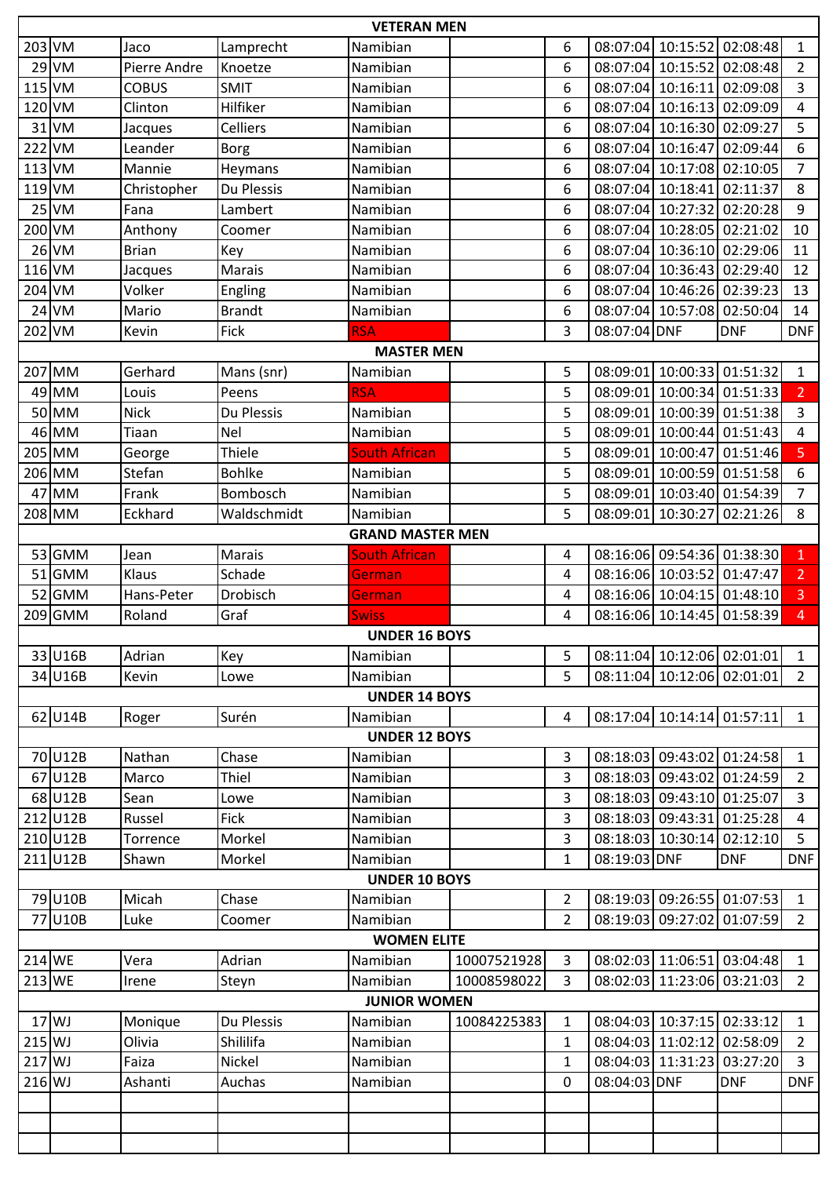| | | | | | | | | | | |
|---|---|---|---|---|---|---|---|---|---|---|
| **VETERAN MEN** | | | | | | | | | | |
| 203 | VM | Jaco | Lamprecht | Namibian | | 6 | 08:07:04 | 10:15:52 | 02:08:48 | 1 |
| 29 | VM | Pierre Andre | Knoetze | Namibian | | 6 | 08:07:04 | 10:15:52 | 02:08:48 | 2 |
| 115 | VM | COBUS | SMIT | Namibian | | 6 | 08:07:04 | 10:16:11 | 02:09:08 | 3 |
| 120 | VM | Clinton | Hilfiker | Namibian | | 6 | 08:07:04 | 10:16:13 | 02:09:09 | 4 |
| 31 | VM | Jacques | Celliers | Namibian | | 6 | 08:07:04 | 10:16:30 | 02:09:27 | 5 |
| 222 | VM | Leander | Borg | Namibian | | 6 | 08:07:04 | 10:16:47 | 02:09:44 | 6 |
| 113 | VM | Mannie | Heymans | Namibian | | 6 | 08:07:04 | 10:17:08 | 02:10:05 | 7 |
| 119 | VM | Christopher | Du Plessis | Namibian | | 6 | 08:07:04 | 10:18:41 | 02:11:37 | 8 |
| 25 | VM | Fana | Lambert | Namibian | | 6 | 08:07:04 | 10:27:32 | 02:20:28 | 9 |
| 200 | VM | Anthony | Coomer | Namibian | | 6 | 08:07:04 | 10:28:05 | 02:21:02 | 10 |
| 26 | VM | Brian | Key | Namibian | | 6 | 08:07:04 | 10:36:10 | 02:29:06 | 11 |
| 116 | VM | Jacques | Marais | Namibian | | 6 | 08:07:04 | 10:36:43 | 02:29:40 | 12 |
| 204 | VM | Volker | Engling | Namibian | | 6 | 08:07:04 | 10:46:26 | 02:39:23 | 13 |
| 24 | VM | Mario | Brandt | Namibian | | 6 | 08:07:04 | 10:57:08 | 02:50:04 | 14 |
| 202 | VM | Kevin | Fick | RSA | | 3 | 08:07:04 | DNF | DNF | DNF |
| **MASTER MEN** | | | | | | | | | | |
| 207 | MM | Gerhard | Mans (snr) | Namibian | | 5 | 08:09:01 | 10:00:33 | 01:51:32 | 1 |
| 49 | MM | Louis | Peens | RSA | | 5 | 08:09:01 | 10:00:34 | 01:51:33 | 2 |
| 50 | MM | Nick | Du Plessis | Namibian | | 5 | 08:09:01 | 10:00:39 | 01:51:38 | 3 |
| 46 | MM | Tiaan | Nel | Namibian | | 5 | 08:09:01 | 10:00:44 | 01:51:43 | 4 |
| 205 | MM | George | Thiele | South African | | 5 | 08:09:01 | 10:00:47 | 01:51:46 | 5 |
| 206 | MM | Stefan | Bohlke | Namibian | | 5 | 08:09:01 | 10:00:59 | 01:51:58 | 6 |
| 47 | MM | Frank | Bombosch | Namibian | | 5 | 08:09:01 | 10:03:40 | 01:54:39 | 7 |
| 208 | MM | Eckhard | Waldschmidt | Namibian | | 5 | 08:09:01 | 10:30:27 | 02:21:26 | 8 |
| **GRAND MASTER MEN** | | | | | | | | | | |
| 53 | GMM | Jean | Marais | South African | | 4 | 08:16:06 | 09:54:36 | 01:38:30 | 1 |
| 51 | GMM | Klaus | Schade | German | | 4 | 08:16:06 | 10:03:52 | 01:47:47 | 2 |
| 52 | GMM | Hans-Peter | Drobisch | German | | 4 | 08:16:06 | 10:04:15 | 01:48:10 | 3 |
| 209 | GMM | Roland | Graf | Swiss | | 4 | 08:16:06 | 10:14:45 | 01:58:39 | 4 |
| **UNDER 16 BOYS** | | | | | | | | | | |
| 33 | U16B | Adrian | Key | Namibian | | 5 | 08:11:04 | 10:12:06 | 02:01:01 | 1 |
| 34 | U16B | Kevin | Lowe | Namibian | | 5 | 08:11:04 | 10:12:06 | 02:01:01 | 2 |
| **UNDER 14 BOYS** | | | | | | | | | | |
| 62 | U14B | Roger | Surén | Namibian | | 4 | 08:17:04 | 10:14:14 | 01:57:11 | 1 |
| **UNDER 12 BOYS** | | | | | | | | | | |
| 70 | U12B | Nathan | Chase | Namibian | | 3 | 08:18:03 | 09:43:02 | 01:24:58 | 1 |
| 67 | U12B | Marco | Thiel | Namibian | | 3 | 08:18:03 | 09:43:02 | 01:24:59 | 2 |
| 68 | U12B | Sean | Lowe | Namibian | | 3 | 08:18:03 | 09:43:10 | 01:25:07 | 3 |
| 212 | U12B | Russel | Fick | Namibian | | 3 | 08:18:03 | 09:43:31 | 01:25:28 | 4 |
| 210 | U12B | Torrence | Morkel | Namibian | | 3 | 08:18:03 | 10:30:14 | 02:12:10 | 5 |
| 211 | U12B | Shawn | Morkel | Namibian | | 1 | 08:19:03 | DNF | DNF | DNF |
| **UNDER 10 BOYS** | | | | | | | | | | |
| 79 | U10B | Micah | Chase | Namibian | | 2 | 08:19:03 | 09:26:55 | 01:07:53 | 1 |
| 77 | U10B | Luke | Coomer | Namibian | | 2 | 08:19:03 | 09:27:02 | 01:07:59 | 2 |
| **WOMEN ELITE** | | | | | | | | | | |
| 214 | WE | Vera | Adrian | Namibian | 10007521928 | 3 | 08:02:03 | 11:06:51 | 03:04:48 | 1 |
| 213 | WE | Irene | Steyn | Namibian | 10008598022 | 3 | 08:02:03 | 11:23:06 | 03:21:03 | 2 |
| **JUNIOR WOMEN** | | | | | | | | | | |
| 17 | WJ | Monique | Du Plessis | Namibian | 10084225383 | 1 | 08:04:03 | 10:37:15 | 02:33:12 | 1 |
| 215 | WJ | Olivia | Shililifa | Namibian | | 1 | 08:04:03 | 11:02:12 | 02:58:09 | 2 |
| 217 | WJ | Faiza | Nickel | Namibian | | 1 | 08:04:03 | 11:31:23 | 03:27:20 | 3 |
| 216 | WJ | Ashanti | Auchas | Namibian | | 0 | 08:04:03 | DNF | DNF | DNF |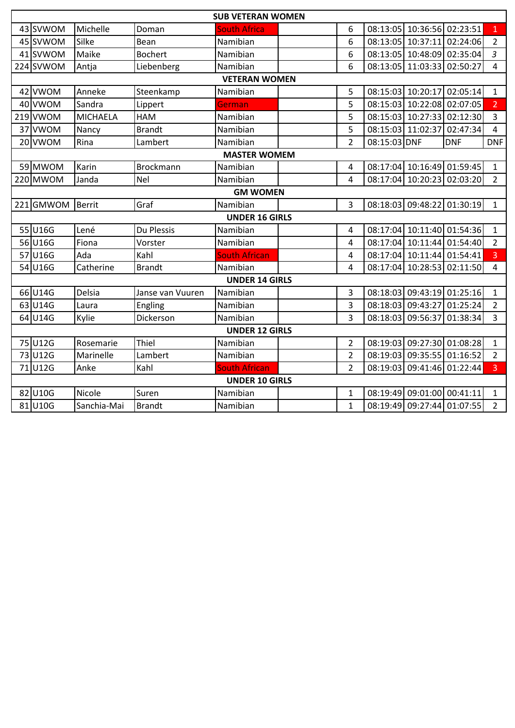| | | | | | | | | | | |
|---|---|---|---|---|---|---|---|---|---|---|
| **SUB VETERAN WOMEN** | | | | | | | | | | |
| 43 | SVWOM | Michelle | Doman | South Africa | | 6 | 08:13:05 | 10:36:56 | 02:23:51 | 1 |
| 45 | SVWOM | Silke | Bean | Namibian | | 6 | 08:13:05 | 10:37:11 | 02:24:06 | 2 |
| 41 | SVWOM | Maike | Bochert | Namibian | | 6 | 08:13:05 | 10:48:09 | 02:35:04 | *3* |
| 224 | SVWOM | Antja | Liebenberg | Namibian | | 6 | 08:13:05 | 11:03:33 | 02:50:27 | 4 |
| **VETERAN WOMEN** | | | | | | | | | | |
| 42 | VWOM | Anneke | Steenkamp | Namibian | | 5 | 08:15:03 | 10:20:17 | 02:05:14 | 1 |
| 40 | VWOM | Sandra | Lippert | German | | 5 | 08:15:03 | 10:22:08 | 02:07:05 | 2 |
| 219 | VWOM | MICHAELA | HAM | Namibian | | 5 | 08:15:03 | 10:27:33 | 02:12:30 | 3 |
| 37 | VWOM | Nancy | Brandt | Namibian | | 5 | 08:15:03 | 11:02:37 | 02:47:34 | 4 |
| 20 | VWOM | Rina | Lambert | Namibian | | 2 | 08:15:03 | DNF | DNF | DNF |
| **MASTER WOMEM** | | | | | | | | | | |
| 59 | MWOM | Karin | Brockmann | Namibian | | 4 | 08:17:04 | 10:16:49 | 01:59:45 | 1 |
| 220 | MWOM | Janda | Nel | Namibian | | 4 | 08:17:04 | 10:20:23 | 02:03:20 | 2 |
| **GM WOMEN** | | | | | | | | | | |
| 221 | GMWOM | Berrit | Graf | Namibian | | 3 | 08:18:03 | 09:48:22 | 01:30:19 | 1 |
| **UNDER 16 GIRLS** | | | | | | | | | | |
| 55 | U16G | Lené | Du Plessis | Namibian | | 4 | 08:17:04 | 10:11:40 | 01:54:36 | 1 |
| 56 | U16G | Fiona | Vorster | Namibian | | 4 | 08:17:04 | 10:11:44 | 01:54:40 | 2 |
| 57 | U16G | Ada | Kahl | South African | | 4 | 08:17:04 | 10:11:44 | 01:54:41 | 3 |
| 54 | U16G | Catherine | Brandt | Namibian | | 4 | 08:17:04 | 10:28:53 | 02:11:50 | 4 |
| **UNDER 14 GIRLS** | | | | | | | | | | |
| 66 | U14G | Delsia | Janse van Vuuren | Namibian | | 3 | 08:18:03 | 09:43:19 | 01:25:16 | 1 |
| 63 | U14G | Laura | Engling | Namibian | | 3 | 08:18:03 | 09:43:27 | 01:25:24 | 2 |
| 64 | U14G | Kylie | Dickerson | Namibian | | 3 | 08:18:03 | 09:56:37 | 01:38:34 | 3 |
| **UNDER 12 GIRLS** | | | | | | | | | | |
| 75 | U12G | Rosemarie | Thiel | Namibian | | 2 | 08:19:03 | 09:27:30 | 01:08:28 | 1 |
| 73 | U12G | Marinelle | Lambert | Namibian | | 2 | 08:19:03 | 09:35:55 | 01:16:52 | 2 |
| 71 | U12G | Anke | Kahl | South African | | 2 | 08:19:03 | 09:41:46 | 01:22:44 | 3 |
| **UNDER 10 GIRLS** | | | | | | | | | | |
| 82 | U10G | Nicole | Suren | Namibian | | 1 | 08:19:49 | 09:01:00 | 00:41:11 | 1 |
| 81 | U10G | Sanchia-Mai | Brandt | Namibian | | 1 | 08:19:49 | 09:27:44 | 01:07:55 | 2 |